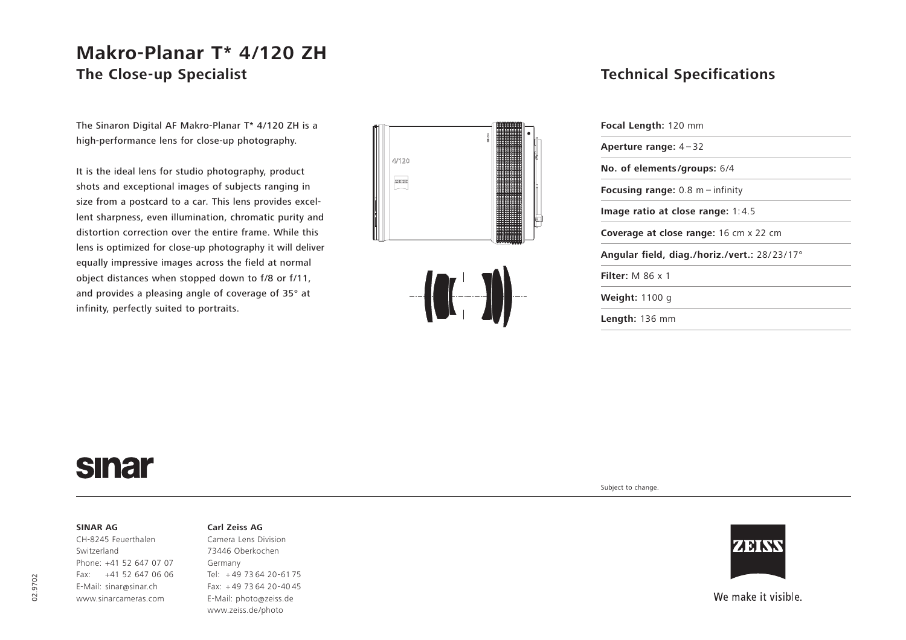# Makro-Planar T* 4/120 ZH

## The Close-up Specialist

The Sinaron Digital AF Makro-Planar T* 4/120 ZH is a high-performance lens for close-up photography.

It is the ideal lens for studio photography, product shots and exceptional images of subjects ranging in size from a postcard to a car. This lens provides excellent sharpness, even illumination, chromatic purity and distortion correction over the entire frame. While this lens is optimized for close-up photography it will deliver equally impressive images across the field at normal object distances when stopped down to f/8 or f/11, and provides a pleasing angle of coverage of 35° at infinity, perfectly suited to portraits.

## Technical Specifications

**Focal Length:** 120 mm

**Aperture range:** 4 – 32

**No. of elements/groups:** 6/4

**Focusing range:** 0.8 m – infinity

**Image ratio at close range:** 1:4.5

**Coverage at close range:** 16 cm x 22 cm

**Angular field, diag./horiz./vert.:** 28/23/17°

**Filter:** M 86 x 1

**Weight:** 1100 g

**Length:** 136 mm

sinar

Subject to change.

**SINAR AG**
CH-8245 Feuerthalen
Switzerland
Phone: +41 52 647 07 07
Fax: +41 52 647 06 06
E-Mail: sinar@sinar.ch
www.sinarcameras.com

**Carl Zeiss AG**
Camera Lens Division
73446 Oberkochen
Germany
Tel: +49 73 64 20-61 75
Fax: +49 73 64 20-40 45
E-Mail: photo@zeiss.de
www.zeiss.de/photo

ZEISS

We make it visible.

02.9702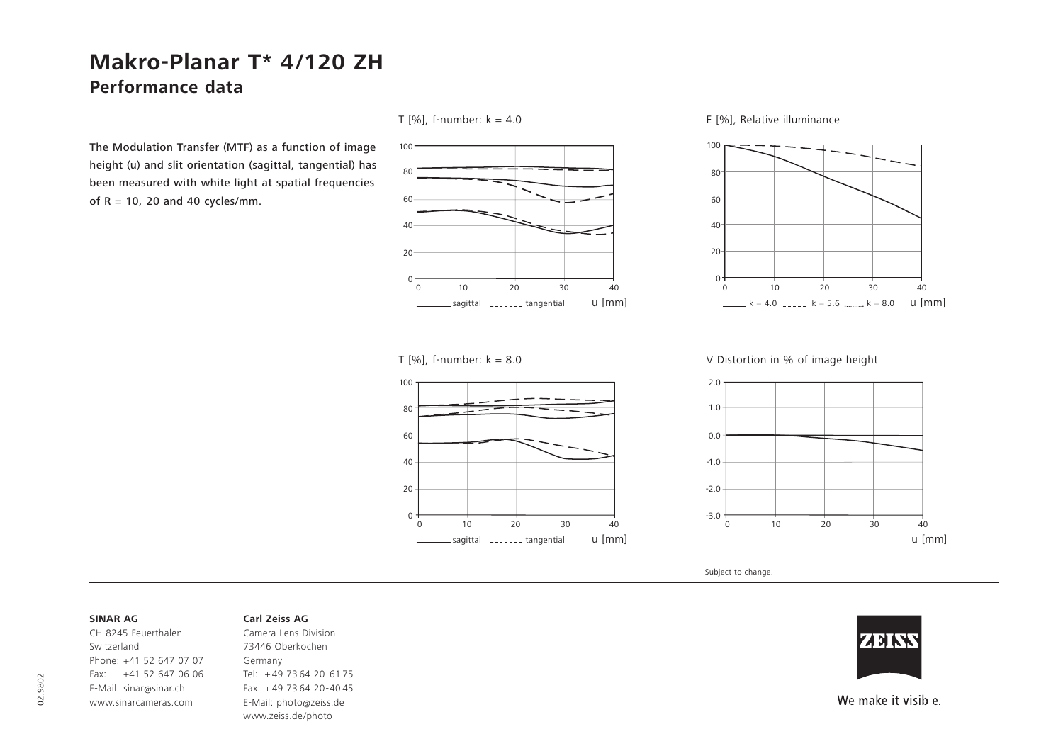# Makro-Planar T* 4/120 ZH

## Performance data

The Modulation Transfer (MTF) as a function of image height (u) and slit orientation (sagittal, tangential) has been measured with white light at spatial frequencies of R = 10, 20 and 40 cycles/mm.

T [%], f-number: k = 4.0

100
80
60
40
20
0
0 10 20 30 40
sagittal tangential u [mm]

E [%], Relative illuminance

100
80
60
40
20
0
0 10 20 30 40
k = 4.0 k = 5.6 k = 8.0 u [mm]

T [%], f-number: k = 8.0

100
80
60
40
20
0
0 10 20 30 40
sagittal tangential u [mm]

V Distortion in % of image height

2.0
1.0
0.0
-1.0
-2.0
-3.0
0 10 20 30 40
u [mm]

Subject to change.

**SINAR AG**
CH-8245 Feuerthalen
Switzerland
Phone: +41 52 647 07 07
Fax: +41 52 647 06 06
E-Mail: sinar@sinar.ch
www.sinarcameras.com

**Carl Zeiss AG**
Camera Lens Division
73446 Oberkochen
Germany
Tel: +49 73 64 20-61 75
Fax: +49 73 64 20-40 45
E-Mail: photo@zeiss.de
www.zeiss.de/photo

ZEISS

We make it visible.

02.9802